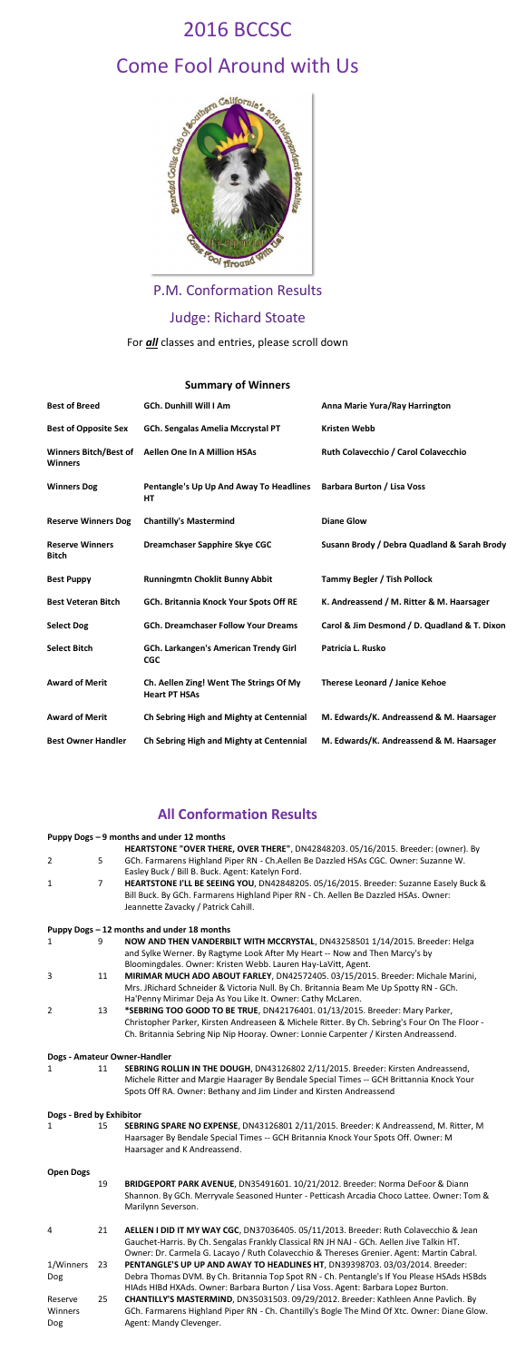# 2016 BCCSC

# Come Fool Around with Us

## P.M. Conformation Results

## Judge: Richard Stoate

For ***all*** classes and entries, please scroll down

### Summary of Winners

| | | |
|---|---|---|
| **Best of Breed** | **GCh. Dunhill Will I Am** | **Anna Marie Yura/Ray Harrington** |
| **Best of Opposite Sex** | **GCh. Sengalas Amelia Mccrystal PT** | **Kristen Webb** |
| **Winners Bitch/Best of Winners** | **Aellen One In A Million HSAs** | **Ruth Colavecchio / Carol Colavecchio** |
| **Winners Dog** | **Pentangle's Up Up And Away To Headlines HT** | **Barbara Burton / Lisa Voss** |
| **Reserve Winners Dog** | **Chantilly's Mastermind** | **Diane Glow** |
| **Reserve Winners Bitch** | **Dreamchaser Sapphire Skye CGC** | **Susann Brody / Debra Quadland & Sarah Brody** |
| **Best Puppy** | **Runningmtn Choklit Bunny Abbit** | **Tammy Begler / Tish Pollock** |
| **Best Veteran Bitch** | **GCh. Britannia Knock Your Spots Off RE** | **K. Andreassend / M. Ritter & M. Haarsager** |
| **Select Dog** | **GCh. Dreamchaser Follow Your Dreams** | **Carol & Jim Desmond / D. Quadland & T. Dixon** |
| **Select Bitch** | **GCh. Larkangen's American Trendy Girl CGC** | **Patricia L. Rusko** |
| **Award of Merit** | **Ch. Aellen Zing! Went The Strings Of My Heart HSAs** | **Therese Leonard / Janice Kehoe** |
| **Award of Merit** | **Ch Sebring High and Mighty at Centennial** | **M. Edwards/K. Andreassend & M. Haarsager** |
| **Best Owner Handler** | **Ch Sebring High and Mighty at Centennial** | **M. Edwards/K. Andreassend & M. Haarsager** |

## All Conformation Results

### Puppy Dogs – 9 months and under 12 months

| | | |
|---|---|---|
| 2 | 5 | **HEARTSTONE "OVER THERE, OVER THERE"**, DN42848203. 05/16/2015. Breeder: (owner). By GCh. Farmarens Highland Piper RN - Ch.Aellen Be Dazzled HSAs CGC. Owner: Suzanne W. Easley Buck / Bill B. Buck. Agent: Katelyn Ford. |
| 1 | 7 | **HEARTSTONE I'LL BE SEEING YOU**, DN42848205. 05/16/2015. Breeder: Suzanne Easely Buck & Bill Buck. By GCh. Farmarens Highland Piper RN - Ch. Aellen Be Dazzled HSAs. Owner: Jeannette Zavacky / Patrick Cahill. |

### Puppy Dogs – 12 months and under 18 months

| | | |
|---|---|---|
| 1 | 9 | **NOW AND THEN VANDERBILT WITH MCCRYSTAL**, DN43258501 1/14/2015. Breeder: Helga and Sylke Werner. By Ragtyme Look After My Heart -- Now and Then Marcy's by Bloomingdales. Owner: Kristen Webb. Lauren Hay-LaVitt, Agent. |
| 3 | 11 | **MIRIMAR MUCH ADO ABOUT FARLEY**, DN42572405. 03/15/2015. Breeder: Michale Marini, Mrs. JRichard Schneider & Victoria Null. By Ch. Britannia Beam Me Up Spotty RN - GCh. Ha'Penny Mirimar Deja As You Like It. Owner: Cathy McLaren. |
| 2 | 13 | ***SEBRING TOO GOOD TO BE TRUE**, DN42176401. 01/13/2015. Breeder: Mary Parker, Christopher Parker, Kirsten Andreasen & Michele Ritter. By Ch. Sebring's Four On The Floor - Ch. Britannia Sebring Nip Nip Hooray. Owner: Lonnie Carpenter / Kirsten Andreassend. |

### Dogs - Amateur Owner-Handler

| | | |
|---|---|---|
| 1 | 11 | **SEBRING ROLLIN IN THE DOUGH**, DN43126802 2/11/2015. Breeder: Kirsten Andreassend, Michele Ritter and Margie Haarager By Bendale Special Times -- GCH Brittannia Knock Your Spots Off RA. Owner: Bethany and Jim Linder and Kirsten Andreassend |

### Dogs - Bred by Exhibitor

| | | |
|---|---|---|
| 1 | 15 | **SEBRING SPARE NO EXPENSE**, DN43126801 2/11/2015. Breeder: K Andreassend, M. Ritter, M Haarsager By Bendale Special Times -- GCH Britannia Knock Your Spots Off. Owner: M Haarsager and K Andreassend. |

### Open Dogs

| | | |
|---|---|---|
| | 19 | **BRIDGEPORT PARK AVENUE**, DN35491601. 10/21/2012. Breeder: Norma DeFoor & Diann Shannon. By GCh. Merryvale Seasoned Hunter - Petticash Arcadia Choco Lattee. Owner: Tom & Marilynn Severson. |
| 4 | 21 | **AELLEN I DID IT MY WAY CGC**, DN37036405. 05/11/2013. Breeder: Ruth Colavecchio & Jean Gauchet-Harris. By Ch. Sengalas Frankly Classical RN JH NAJ - GCh. Aellen Jive Talkin HT. Owner: Dr. Carmela G. Lacayo / Ruth Colavecchio & Thereses Grenier. Agent: Martin Cabral. |
| 1/Winners Dog | 23 | **PENTANGLE'S UP UP AND AWAY TO HEADLINES HT**, DN39398703. 03/03/2014. Breeder: Debra Thomas DVM. By Ch. Britannia Top Spot RN - Ch. Pentangle's If You Please HSAds HSBds HIAds HIBd HXAds. Owner: Barbara Burton / Lisa Voss. Agent: Barbara Lopez Burton. |
| Reserve Winners Dog | 25 | **CHANTILLY'S MASTERMIND**, DN35031503. 09/29/2012. Breeder: Kathleen Anne Pavlich. By GCh. Farmarens Highland Piper RN - Ch. Chantilly's Bogle The Mind Of Xtc. Owner: Diane Glow. Agent: Mandy Clevenger. |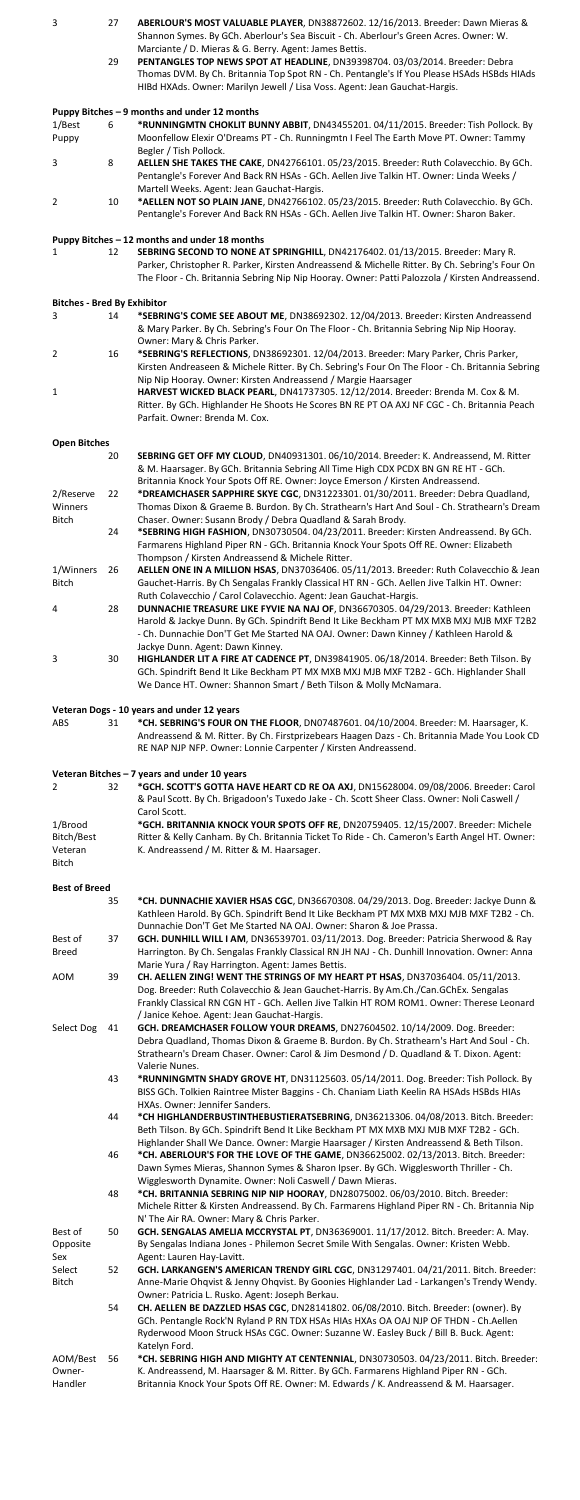| | | |
|---|---|---|
| 3 | 27 | **ABERLOUR'S MOST VALUABLE PLAYER**, DN38872602. 12/16/2013. Breeder: Dawn Mieras & Shannon Symes. By GCh. Aberlour's Sea Biscuit - Ch. Aberlour's Green Acres. Owner: W. Marciante / D. Mieras & G. Berry. Agent: James Bettis. |
| | 29 | **PENTANGLES TOP NEWS SPOT AT HEADLINE**, DN39398704. 03/03/2014. Breeder: Debra Thomas DVM. By Ch. Britannia Top Spot RN - Ch. Pentangle's If You Please HSAds HSBds HIAds HIBd HXAds. Owner: Marilyn Jewell / Lisa Voss. Agent: Jean Gauchat-Hargis. |

**Puppy Bitches – 9 months and under 12 months**

| | | |
|---|---|---|
| 1/Best Puppy | 6 | **\*RUNNINGMTN CHOKLIT BUNNY ABBIT**, DN43455201. 04/11/2015. Breeder: Tish Pollock. By Moonfellow Elexir O'Dreams PT - Ch. Runningmtn I Feel The Earth Move PT. Owner: Tammy Begler / Tish Pollock. |
| 3 | 8 | **AELLEN SHE TAKES THE CAKE**, DN42766101. 05/23/2015. Breeder: Ruth Colavecchio. By GCh. Pentangle's Forever And Back RN HSAs - GCh. Aellen Jive Talkin HT. Owner: Linda Weeks / Martell Weeks. Agent: Jean Gauchat-Hargis. |
| 2 | 10 | **\*AELLEN NOT SO PLAIN JANE**, DN42766102. 05/23/2015. Breeder: Ruth Colavecchio. By GCh. Pentangle's Forever And Back RN HSAs - GCh. Aellen Jive Talkin HT. Owner: Sharon Baker. |

**Puppy Bitches – 12 months and under 18 months**

| | | |
|---|---|---|
| 1 | 12 | **SEBRING SECOND TO NONE AT SPRINGHILL**, DN42176402. 01/13/2015. Breeder: Mary R. Parker, Christopher R. Parker, Kirsten Andreassend & Michelle Ritter. By Ch. Sebring's Four On The Floor - Ch. Britannia Sebring Nip Nip Hooray. Owner: Patti Palozzola / Kirsten Andreassend. |

**Bitches - Bred By Exhibitor**

| | | |
|---|---|---|
| 3 | 14 | **\*SEBRING'S COME SEE ABOUT ME**, DN38692302. 12/04/2013. Breeder: Kirsten Andreassend & Mary Parker. By Ch. Sebring's Four On The Floor - Ch. Britannia Sebring Nip Nip Hooray. Owner: Mary & Chris Parker. |
| 2 | 16 | **\*SEBRING'S REFLECTIONS**, DN38692301. 12/04/2013. Breeder: Mary Parker, Chris Parker, Kirsten Andreaseen & Michele Ritter. By Ch. Sebring's Four On The Floor - Ch. Britannia Sebring Nip Nip Hooray. Owner: Kirsten Andreassend / Margie Haarsager |
| 1 | 18 | **HARVEST WICKED BLACK PEARL**, DN41737305. 12/12/2014. Breeder: Brenda M. Cox & M. Ritter. By GCh. Highlander He Shoots He Scores BN RE PT OA AXJ NF CGC - Ch. Britannia Peach Parfait. Owner: Brenda M. Cox. |

**Open Bitches**

| | | |
|---|---|---|
| | 20 | **SEBRING GET OFF MY CLOUD**, DN40931301. 06/10/2014. Breeder: K. Andreassend, M. Ritter & M. Haarsager. By GCh. Britannia Sebring All Time High CDX PCDX BN GN RE HT - GCh. Britannia Knock Your Spots Off RE. Owner: Joyce Emerson / Kirsten Andreassend. |
| 2/Reserve Winners Bitch | 22 | **\*DREAMCHASER SAPPHIRE SKYE CGC**, DN31223301. 01/30/2011. Breeder: Debra Quadland, Thomas Dixon & Graeme B. Burdon. By Ch. Strathearn's Hart And Soul - Ch. Strathearn's Dream Chaser. Owner: Susann Brody / Debra Quadland & Sarah Brody. |
| | 24 | **\*SEBRING HIGH FASHION**, DN30730504. 04/23/2011. Breeder: Kirsten Andreassend. By GCh. Farmarens Highland Piper RN - GCh. Britannia Knock Your Spots Off RE. Owner: Elizabeth Thompson / Kirsten Andreassend & Michele Ritter. |
| 1/Winners Bitch | 26 | **AELLEN ONE IN A MILLION HSAS**, DN37036406. 05/11/2013. Breeder: Ruth Colavecchio & Jean Gauchet-Harris. By Ch Sengalas Frankly Classical HT RN - GCh. Aellen Jive Talkin HT. Owner: Ruth Colavecchio / Carol Colavecchio. Agent: Jean Gauchat-Hargis. |
| 4 | 28 | **DUNNACHIE TREASURE LIKE FYVIE NA NAJ OF**, DN36670305. 04/29/2013. Breeder: Kathleen Harold & Jackye Dunn. By GCh. Spindrift Bend It Like Beckham PT MX MXB MXJ MJB MXF T2B2 - Ch. Dunnachie Don'T Get Me Started NA OAJ. Owner: Dawn Kinney / Kathleen Harold & Jackye Dunn. Agent: Dawn Kinney. |
| 3 | 30 | **HIGHLANDER LIT A FIRE AT CADENCE PT**, DN39841905. 06/18/2014. Breeder: Beth Tilson. By GCh. Spindrift Bend It Like Beckham PT MX MXB MXJ MJB MXF T2B2 - GCh. Highlander Shall We Dance HT. Owner: Shannon Smart / Beth Tilson & Molly McNamara. |

**Veteran Dogs - 10 years and under 12 years**

| | | |
|---|---|---|
| ABS | 31 | **\*CH. SEBRING'S FOUR ON THE FLOOR**, DN07487601. 04/10/2004. Breeder: M. Haarsager, K. Andreassend & M. Ritter. By Ch. Firstprizebears Haagen Dazs - Ch. Britannia Made You Look CD RE NAP NJP NFP. Owner: Lonnie Carpenter / Kirsten Andreassend. |

**Veteran Bitches – 7 years and under 10 years**

| | | |
|---|---|---|
| 2 | 32 | **\*GCH. SCOTT'S GOTTA HAVE HEART CD RE OA AXJ**, DN15628004. 09/08/2006. Breeder: Carol & Paul Scott. By Ch. Brigadoon's Tuxedo Jake - Ch. Scott Sheer Class. Owner: Noli Caswell / Carol Scott. |
| 1/Brood Bitch/Best Veteran Bitch | 34 | **\*GCH. BRITANNIA KNOCK YOUR SPOTS OFF RE**, DN20759405. 12/15/2007. Breeder: Michele Ritter & Kelly Canham. By Ch. Britannia Ticket To Ride - Ch. Cameron's Earth Angel HT. Owner: K. Andreassend / M. Ritter & M. Haarsager. |

**Best of Breed**

| | | |
|---|---|---|
| | 35 | **\*CH. DUNNACHIE XAVIER HSAS CGC**, DN36670308. 04/29/2013. Dog. Breeder: Jackye Dunn & Kathleen Harold. By GCh. Spindrift Bend It Like Beckham PT MX MXB MXJ MJB MXF T2B2 - Ch. Dunnachie Don'T Get Me Started NA OAJ. Owner: Sharon & Joe Prassa. |
| Best of Breed | 37 | **GCH. DUNHILL WILL I AM**, DN36539701. 03/11/2013. Dog. Breeder: Patricia Sherwood & Ray Harrington. By Ch. Sengalas Frankly Classical RN JH NAJ - Ch. Dunhill Innovation. Owner: Anna Marie Yura / Ray Harrington. Agent: James Bettis. |
| AOM | 39 | **CH. AELLEN ZING! WENT THE STRINGS OF MY HEART PT HSAS**, DN37036404. 05/11/2013. Dog. Breeder: Ruth Colavecchio & Jean Gauchat-Harris. By Am.Ch./Can.GChEx. Sengalas Frankly Classical RN CGN HT - GCh. Aellen Jive Talkin HT ROM ROM1. Owner: Therese Leonard / Janice Kehoe. Agent: Jean Gauchat-Hargis. |
| Select Dog | 41 | **GCH. DREAMCHASER FOLLOW YOUR DREAMS**, DN27604502. 10/14/2009. Dog. Breeder: Debra Quadland, Thomas Dixon & Graeme B. Burdon. By Ch. Strathearn's Hart And Soul - Ch. Strathearn's Dream Chaser. Owner: Carol & Jim Desmond / D. Quadland & T. Dixon. Agent: Valerie Nunes. |
| | 43 | **\*RUNNINGMTN SHADY GROVE HT**, DN31125603. 05/14/2011. Dog. Breeder: Tish Pollock. By BISS Ch. Tolkien Raintree Mister Baggins - Ch. Chaniam Liath Keelin RA HSAds HSBds HIAs HXAs. Owner: Jennifer Sanders. |
| | 44 | **\*CH HIGHLANDERBUSTINTHEBUSTIERATSEBRING**, DN36213306. 04/08/2013. Bitch. Breeder: Beth Tilson. By GCh. Spindrift Bend It Like Beckham PT MX MXB MXJ MJB MXF T2B2 - GCh. Highlander Shall We Dance. Owner: Margie Haarsager / Kirsten Andreassend & Beth Tilson. |
| | 46 | **\*CH. ABERLOUR'S FOR THE LOVE OF THE GAME**, DN36625002. 02/13/2013. Bitch. Breeder: Dawn Symes Mieras, Shannon Symes & Sharon Ipser. By Ch. Wigglesworth Thriller - Ch. Wigglesworth Dynamite. Owner: Noli Caswell / Dawn Mieras. |
| | 48 | **\*CH. BRITANNIA SEBRING NIP NIP HOORAY**, DN28075002. 06/03/2010. Bitch. Breeder: Michele Ritter & Kirsten Andreassend. By Ch. Farmarens Highland Piper RN - Ch. Britannia Nip N' The Air RA. Owner: Mary & Chris Parker. |
| Best of Opposite Sex | 50 | **GCH. SENGALAS AMELIA MCCRYSTAL PT**, DN36369001. 11/17/2012. Bitch. Breeder: A. May. By Sengalas Indiana Jones - Philemon Secret Smile With Sengalas. Owner: Kristen Webb. Agent: Lauren Hay-Lavitt. |
| Select Bitch | 52 | **GCH. LARKANGEN'S AMERICAN TRENDY GIRL CGC**, DN31297401. 04/21/2011. Bitch. Breeder: Anne-Marie Ohqvist & Jenny Ohqvist. By Goonies Highlander Lad - Larkangen's Trendy Wendy. Owner: Patricia L. Rusko. Agent: Joseph Berkau. |
| | 54 | **CH. AELLEN BE DAZZLED HSAS CGC**, DN28141802. 06/08/2010. Bitch. Breeder: (owner). By GCh. Pentangle Rock'N Ryland P RN TDX HSAs HIAs HXAs OA OAJ NJP OF THDN - Ch.Aellen Ryderwood Moon Struck HSAs CGC. Owner: Suzanne W. Easley Buck / Bill B. Buck. Agent: Katelyn Ford. |
| AOM/Best Owner-Handler | 56 | **\*CH. SEBRING HIGH AND MIGHTY AT CENTENNIAL**, DN30730503. 04/23/2011. Bitch. Breeder: K. Andreassend, M. Haarsager & M. Ritter. By GCh. Farmarens Highland Piper RN - GCh. Britannia Knock Your Spots Off RE. Owner: M. Edwards / K. Andreassend & M. Haarsager. |